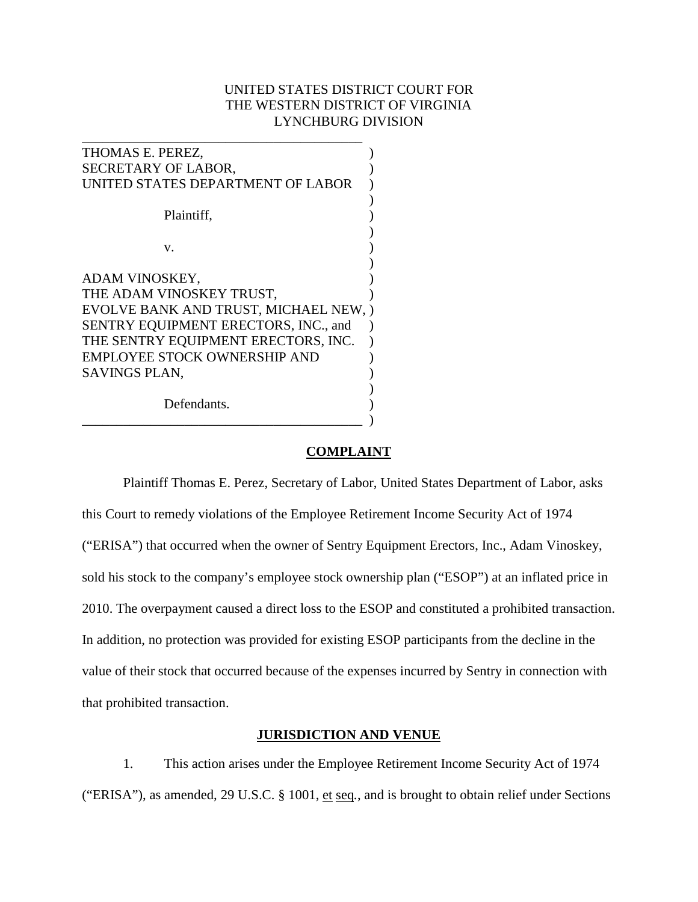UNITED STATES DISTRICT COURT FOR
THE WESTERN DISTRICT OF VIRGINIA
LYNCHBURG DIVISION

THOMAS E. PEREZ,
SECRETARY OF LABOR,
UNITED STATES DEPARTMENT OF LABOR

Plaintiff,

v.

ADAM VINOSKEY,
THE ADAM VINOSKEY TRUST,
EVOLVE BANK AND TRUST, MICHAEL NEW,
SENTRY EQUIPMENT ERECTORS, INC., and
THE SENTRY EQUIPMENT ERECTORS, INC.
EMPLOYEE STOCK OWNERSHIP AND
SAVINGS PLAN,

Defendants.

## COMPLAINT

Plaintiff Thomas E. Perez, Secretary of Labor, United States Department of Labor, asks this Court to remedy violations of the Employee Retirement Income Security Act of 1974 ("ERISA") that occurred when the owner of Sentry Equipment Erectors, Inc., Adam Vinoskey, sold his stock to the company's employee stock ownership plan ("ESOP") at an inflated price in 2010. The overpayment caused a direct loss to the ESOP and constituted a prohibited transaction. In addition, no protection was provided for existing ESOP participants from the decline in the value of their stock that occurred because of the expenses incurred by Sentry in connection with that prohibited transaction.

## JURISDICTION AND VENUE

1. This action arises under the Employee Retirement Income Security Act of 1974 ("ERISA"), as amended, 29 U.S.C. § 1001, et seq., and is brought to obtain relief under Sections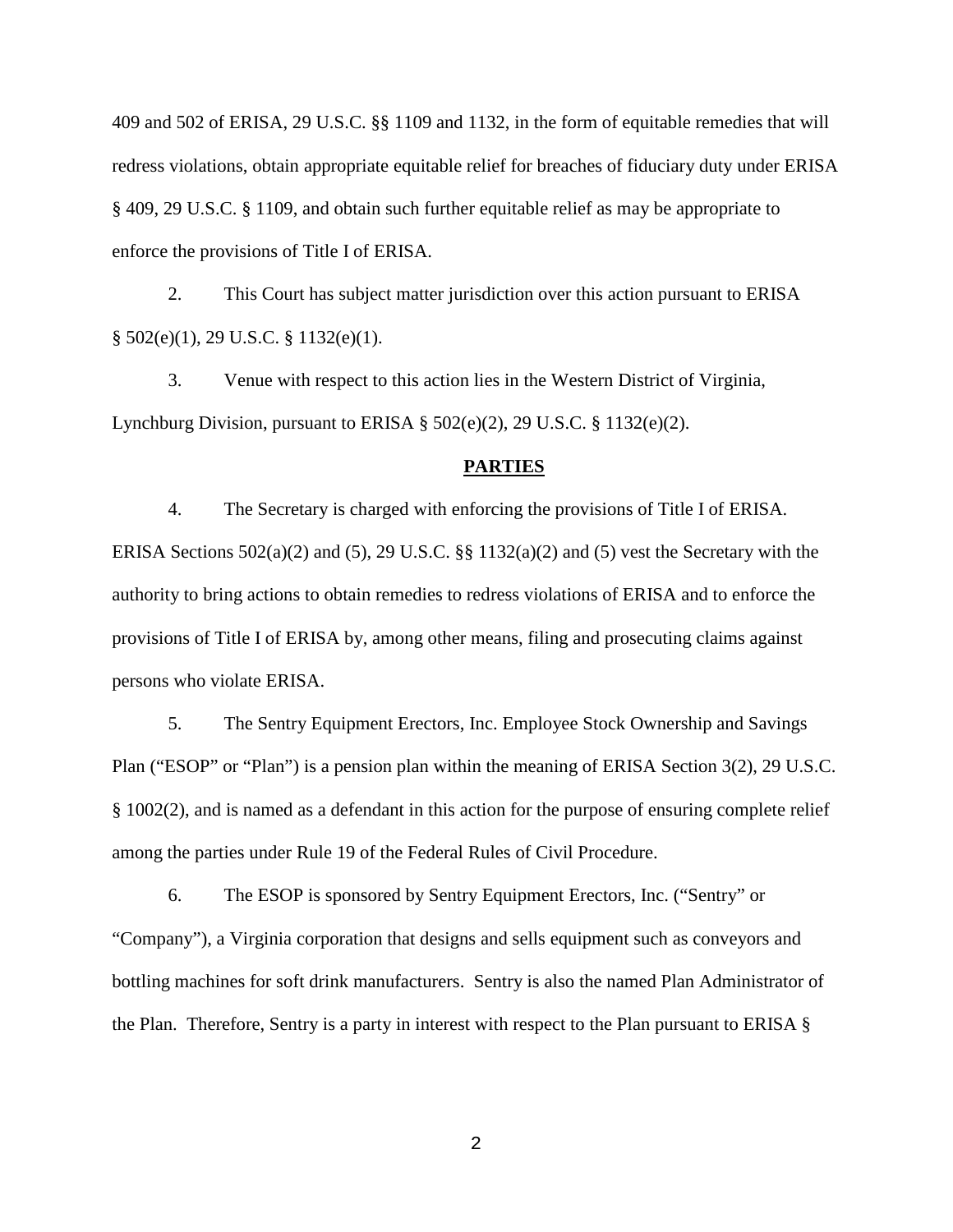409 and 502 of ERISA, 29 U.S.C. §§ 1109 and 1132, in the form of equitable remedies that will redress violations, obtain appropriate equitable relief for breaches of fiduciary duty under ERISA § 409, 29 U.S.C. § 1109, and obtain such further equitable relief as may be appropriate to enforce the provisions of Title I of ERISA.

2. This Court has subject matter jurisdiction over this action pursuant to ERISA § 502(e)(1), 29 U.S.C. § 1132(e)(1).

3. Venue with respect to this action lies in the Western District of Virginia, Lynchburg Division, pursuant to ERISA § 502(e)(2), 29 U.S.C. § 1132(e)(2).

## PARTIES

4. The Secretary is charged with enforcing the provisions of Title I of ERISA. ERISA Sections 502(a)(2) and (5), 29 U.S.C. §§ 1132(a)(2) and (5) vest the Secretary with the authority to bring actions to obtain remedies to redress violations of ERISA and to enforce the provisions of Title I of ERISA by, among other means, filing and prosecuting claims against persons who violate ERISA.

5. The Sentry Equipment Erectors, Inc. Employee Stock Ownership and Savings Plan ("ESOP" or "Plan") is a pension plan within the meaning of ERISA Section 3(2), 29 U.S.C. § 1002(2), and is named as a defendant in this action for the purpose of ensuring complete relief among the parties under Rule 19 of the Federal Rules of Civil Procedure.

6. The ESOP is sponsored by Sentry Equipment Erectors, Inc. ("Sentry" or "Company"), a Virginia corporation that designs and sells equipment such as conveyors and bottling machines for soft drink manufacturers. Sentry is also the named Plan Administrator of the Plan. Therefore, Sentry is a party in interest with respect to the Plan pursuant to ERISA §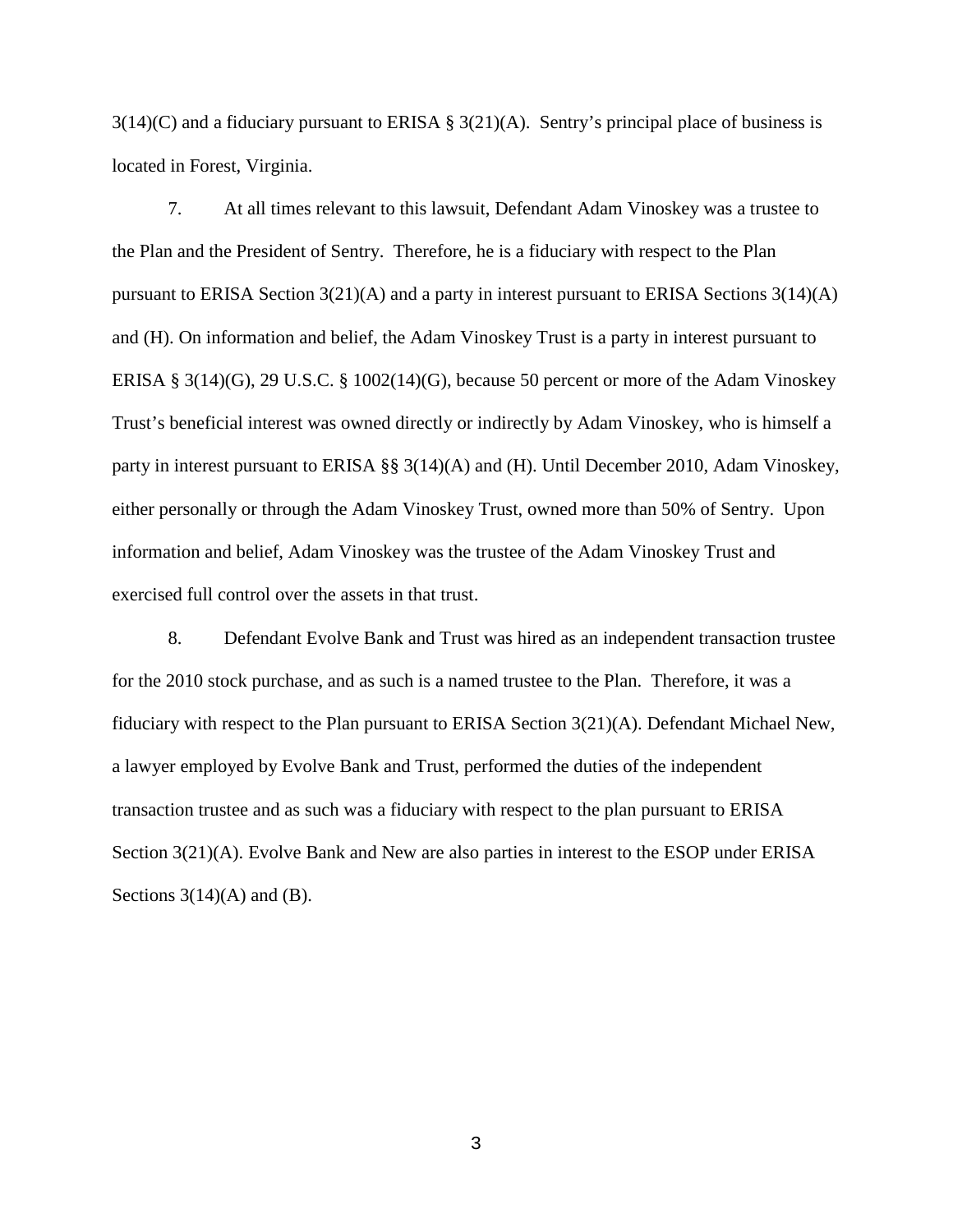3(14)(C) and a fiduciary pursuant to ERISA § 3(21)(A). Sentry's principal place of business is located in Forest, Virginia.

7. At all times relevant to this lawsuit, Defendant Adam Vinoskey was a trustee to the Plan and the President of Sentry. Therefore, he is a fiduciary with respect to the Plan pursuant to ERISA Section 3(21)(A) and a party in interest pursuant to ERISA Sections 3(14)(A) and (H). On information and belief, the Adam Vinoskey Trust is a party in interest pursuant to ERISA § 3(14)(G), 29 U.S.C. § 1002(14)(G), because 50 percent or more of the Adam Vinoskey Trust's beneficial interest was owned directly or indirectly by Adam Vinoskey, who is himself a party in interest pursuant to ERISA §§ 3(14)(A) and (H). Until December 2010, Adam Vinoskey, either personally or through the Adam Vinoskey Trust, owned more than 50% of Sentry. Upon information and belief, Adam Vinoskey was the trustee of the Adam Vinoskey Trust and exercised full control over the assets in that trust.

8. Defendant Evolve Bank and Trust was hired as an independent transaction trustee for the 2010 stock purchase, and as such is a named trustee to the Plan. Therefore, it was a fiduciary with respect to the Plan pursuant to ERISA Section 3(21)(A). Defendant Michael New, a lawyer employed by Evolve Bank and Trust, performed the duties of the independent transaction trustee and as such was a fiduciary with respect to the plan pursuant to ERISA Section 3(21)(A). Evolve Bank and New are also parties in interest to the ESOP under ERISA Sections 3(14)(A) and (B).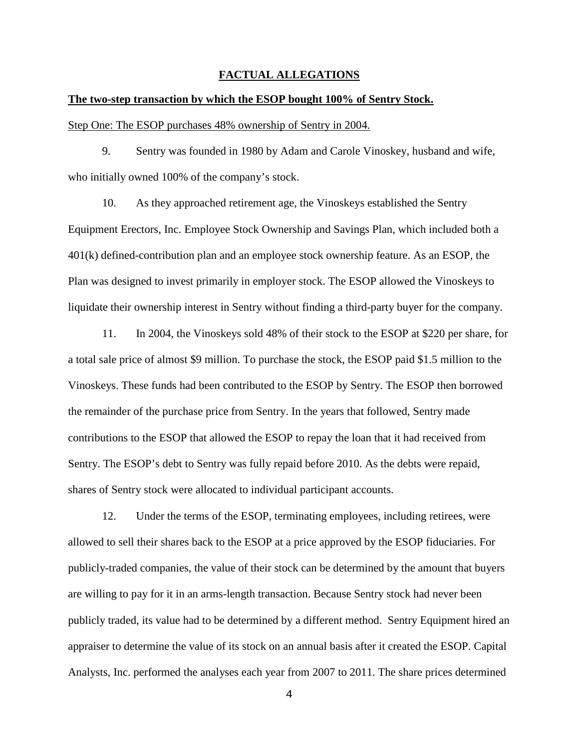## FACTUAL ALLEGATIONS

**The two-step transaction by which the ESOP bought 100% of Sentry Stock.**

Step One: The ESOP purchases 48% ownership of Sentry in 2004.

9. Sentry was founded in 1980 by Adam and Carole Vinoskey, husband and wife, who initially owned 100% of the company's stock.

10. As they approached retirement age, the Vinoskeys established the Sentry Equipment Erectors, Inc. Employee Stock Ownership and Savings Plan, which included both a 401(k) defined-contribution plan and an employee stock ownership feature. As an ESOP, the Plan was designed to invest primarily in employer stock. The ESOP allowed the Vinoskeys to liquidate their ownership interest in Sentry without finding a third-party buyer for the company.

11. In 2004, the Vinoskeys sold 48% of their stock to the ESOP at $220 per share, for a total sale price of almost $9 million. To purchase the stock, the ESOP paid $1.5 million to the Vinoskeys. These funds had been contributed to the ESOP by Sentry. The ESOP then borrowed the remainder of the purchase price from Sentry. In the years that followed, Sentry made contributions to the ESOP that allowed the ESOP to repay the loan that it had received from Sentry. The ESOP's debt to Sentry was fully repaid before 2010. As the debts were repaid, shares of Sentry stock were allocated to individual participant accounts.

12. Under the terms of the ESOP, terminating employees, including retirees, were allowed to sell their shares back to the ESOP at a price approved by the ESOP fiduciaries. For publicly-traded companies, the value of their stock can be determined by the amount that buyers are willing to pay for it in an arms-length transaction. Because Sentry stock had never been publicly traded, its value had to be determined by a different method. Sentry Equipment hired an appraiser to determine the value of its stock on an annual basis after it created the ESOP. Capital Analysts, Inc. performed the analyses each year from 2007 to 2011. The share prices determined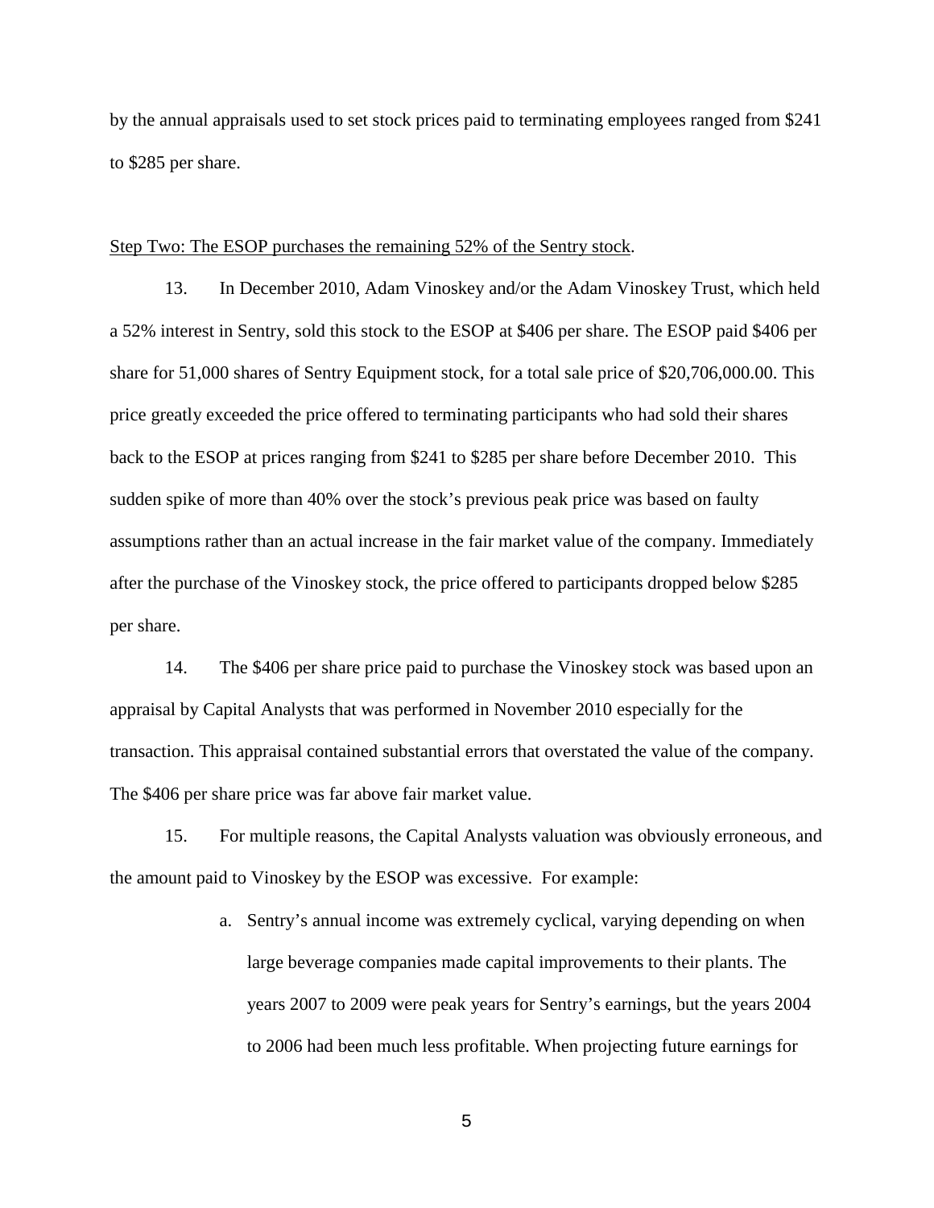by the annual appraisals used to set stock prices paid to terminating employees ranged from $241 to $285 per share.

<u>Step Two: The ESOP purchases the remaining 52% of the Sentry stock</u>.

13. In December 2010, Adam Vinoskey and/or the Adam Vinoskey Trust, which held a 52% interest in Sentry, sold this stock to the ESOP at $406 per share. The ESOP paid $406 per share for 51,000 shares of Sentry Equipment stock, for a total sale price of $20,706,000.00. This price greatly exceeded the price offered to terminating participants who had sold their shares back to the ESOP at prices ranging from $241 to $285 per share before December 2010. This sudden spike of more than 40% over the stock's previous peak price was based on faulty assumptions rather than an actual increase in the fair market value of the company. Immediately after the purchase of the Vinoskey stock, the price offered to participants dropped below $285 per share.

14. The $406 per share price paid to purchase the Vinoskey stock was based upon an appraisal by Capital Analysts that was performed in November 2010 especially for the transaction. This appraisal contained substantial errors that overstated the value of the company. The $406 per share price was far above fair market value.

15. For multiple reasons, the Capital Analysts valuation was obviously erroneous, and the amount paid to Vinoskey by the ESOP was excessive. For example:

a. Sentry's annual income was extremely cyclical, varying depending on when large beverage companies made capital improvements to their plants. The years 2007 to 2009 were peak years for Sentry's earnings, but the years 2004 to 2006 had been much less profitable. When projecting future earnings for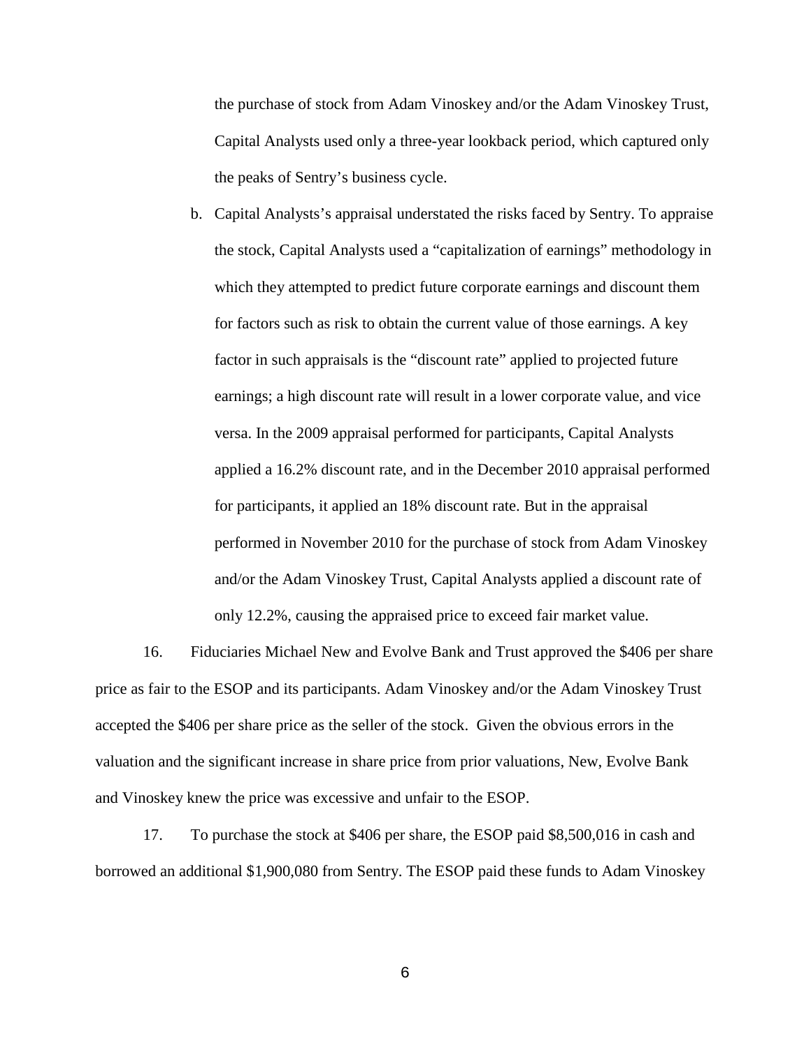the purchase of stock from Adam Vinoskey and/or the Adam Vinoskey Trust, Capital Analysts used only a three-year lookback period, which captured only the peaks of Sentry's business cycle.

b. Capital Analysts's appraisal understated the risks faced by Sentry. To appraise the stock, Capital Analysts used a "capitalization of earnings" methodology in which they attempted to predict future corporate earnings and discount them for factors such as risk to obtain the current value of those earnings. A key factor in such appraisals is the "discount rate" applied to projected future earnings; a high discount rate will result in a lower corporate value, and vice versa. In the 2009 appraisal performed for participants, Capital Analysts applied a 16.2% discount rate, and in the December 2010 appraisal performed for participants, it applied an 18% discount rate. But in the appraisal performed in November 2010 for the purchase of stock from Adam Vinoskey and/or the Adam Vinoskey Trust, Capital Analysts applied a discount rate of only 12.2%, causing the appraised price to exceed fair market value.

16. Fiduciaries Michael New and Evolve Bank and Trust approved the $406 per share price as fair to the ESOP and its participants. Adam Vinoskey and/or the Adam Vinoskey Trust accepted the $406 per share price as the seller of the stock. Given the obvious errors in the valuation and the significant increase in share price from prior valuations, New, Evolve Bank and Vinoskey knew the price was excessive and unfair to the ESOP.

17. To purchase the stock at $406 per share, the ESOP paid $8,500,016 in cash and borrowed an additional $1,900,080 from Sentry. The ESOP paid these funds to Adam Vinoskey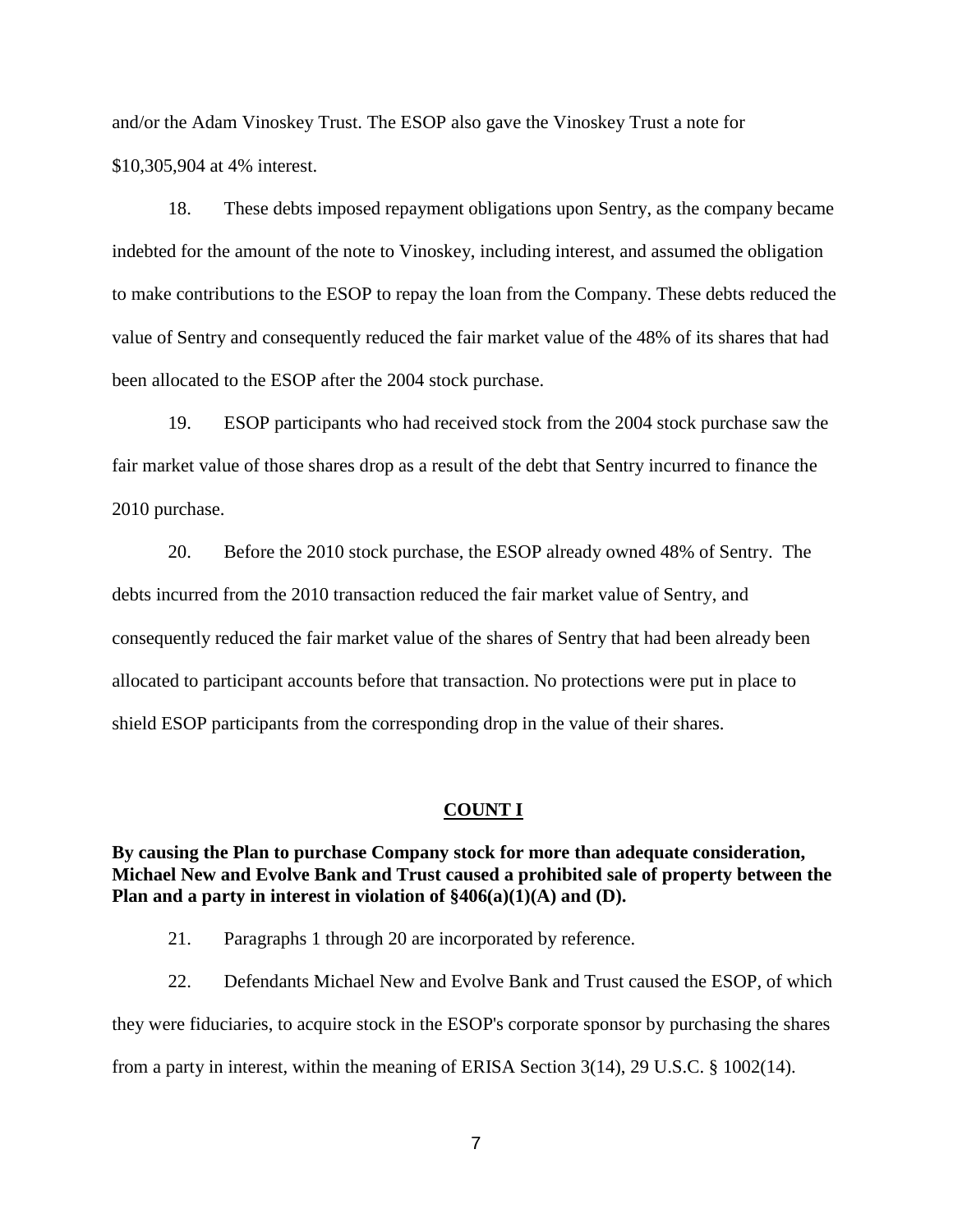and/or the Adam Vinoskey Trust. The ESOP also gave the Vinoskey Trust a note for $10,305,904 at 4% interest.

18. These debts imposed repayment obligations upon Sentry, as the company became indebted for the amount of the note to Vinoskey, including interest, and assumed the obligation to make contributions to the ESOP to repay the loan from the Company. These debts reduced the value of Sentry and consequently reduced the fair market value of the 48% of its shares that had been allocated to the ESOP after the 2004 stock purchase.

19. ESOP participants who had received stock from the 2004 stock purchase saw the fair market value of those shares drop as a result of the debt that Sentry incurred to finance the 2010 purchase.

20. Before the 2010 stock purchase, the ESOP already owned 48% of Sentry. The debts incurred from the 2010 transaction reduced the fair market value of Sentry, and consequently reduced the fair market value of the shares of Sentry that had been already been allocated to participant accounts before that transaction. No protections were put in place to shield ESOP participants from the corresponding drop in the value of their shares.

## COUNT I

**By causing the Plan to purchase Company stock for more than adequate consideration, Michael New and Evolve Bank and Trust caused a prohibited sale of property between the Plan and a party in interest in violation of §406(a)(1)(A) and (D).**

21. Paragraphs 1 through 20 are incorporated by reference.

22. Defendants Michael New and Evolve Bank and Trust caused the ESOP, of which they were fiduciaries, to acquire stock in the ESOP's corporate sponsor by purchasing the shares from a party in interest, within the meaning of ERISA Section 3(14), 29 U.S.C. § 1002(14).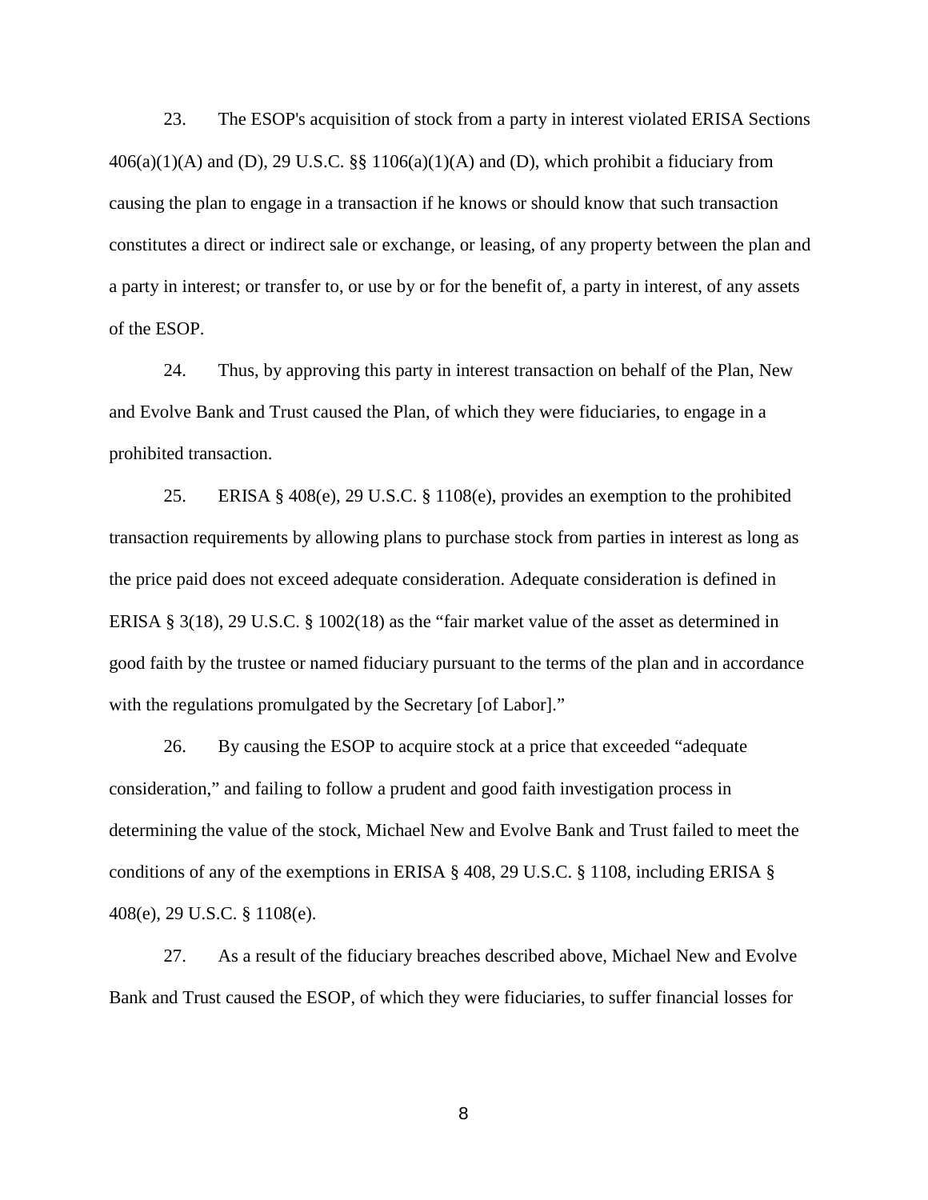23. The ESOP's acquisition of stock from a party in interest violated ERISA Sections 406(a)(1)(A) and (D), 29 U.S.C. §§ 1106(a)(1)(A) and (D), which prohibit a fiduciary from causing the plan to engage in a transaction if he knows or should know that such transaction constitutes a direct or indirect sale or exchange, or leasing, of any property between the plan and a party in interest; or transfer to, or use by or for the benefit of, a party in interest, of any assets of the ESOP.

24. Thus, by approving this party in interest transaction on behalf of the Plan, New and Evolve Bank and Trust caused the Plan, of which they were fiduciaries, to engage in a prohibited transaction.

25. ERISA § 408(e), 29 U.S.C. § 1108(e), provides an exemption to the prohibited transaction requirements by allowing plans to purchase stock from parties in interest as long as the price paid does not exceed adequate consideration. Adequate consideration is defined in ERISA § 3(18), 29 U.S.C. § 1002(18) as the "fair market value of the asset as determined in good faith by the trustee or named fiduciary pursuant to the terms of the plan and in accordance with the regulations promulgated by the Secretary [of Labor]."

26. By causing the ESOP to acquire stock at a price that exceeded "adequate consideration," and failing to follow a prudent and good faith investigation process in determining the value of the stock, Michael New and Evolve Bank and Trust failed to meet the conditions of any of the exemptions in ERISA § 408, 29 U.S.C. § 1108, including ERISA § 408(e), 29 U.S.C. § 1108(e).

27. As a result of the fiduciary breaches described above, Michael New and Evolve Bank and Trust caused the ESOP, of which they were fiduciaries, to suffer financial losses for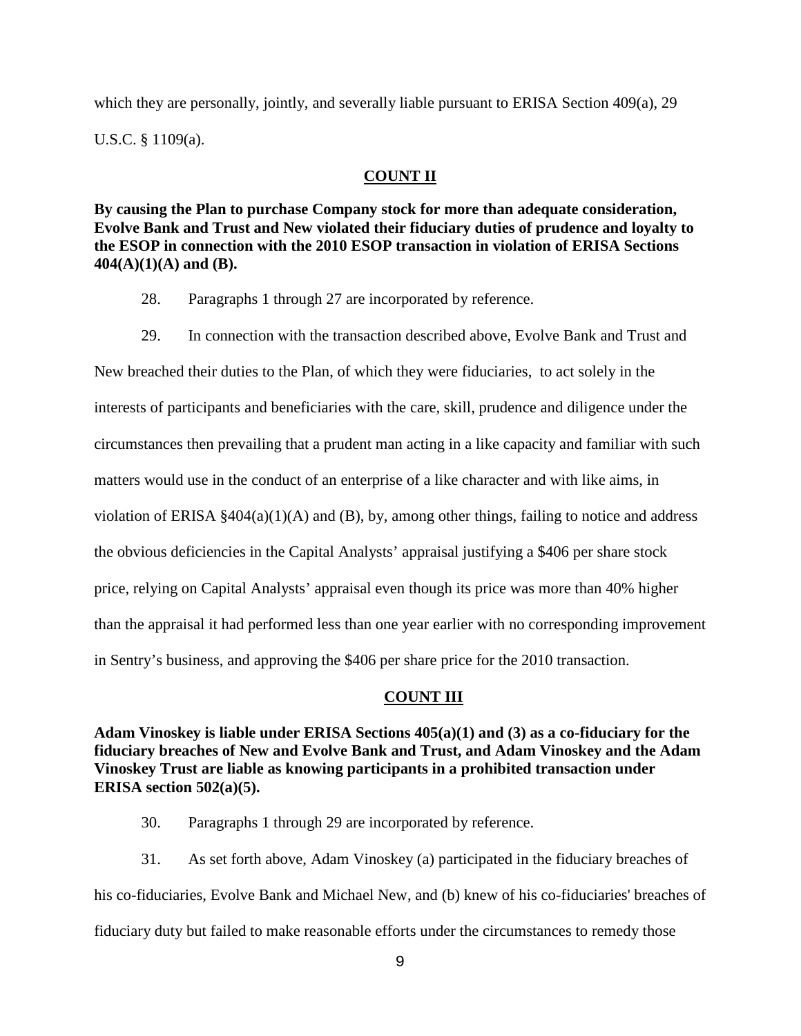which they are personally, jointly, and severally liable pursuant to ERISA Section 409(a), 29 U.S.C. § 1109(a).

## COUNT II

**By causing the Plan to purchase Company stock for more than adequate consideration, Evolve Bank and Trust and New violated their fiduciary duties of prudence and loyalty to the ESOP in connection with the 2010 ESOP transaction in violation of ERISA Sections 404(A)(1)(A) and (B).**

28. Paragraphs 1 through 27 are incorporated by reference.

29. In connection with the transaction described above, Evolve Bank and Trust and New breached their duties to the Plan, of which they were fiduciaries, to act solely in the interests of participants and beneficiaries with the care, skill, prudence and diligence under the circumstances then prevailing that a prudent man acting in a like capacity and familiar with such matters would use in the conduct of an enterprise of a like character and with like aims, in violation of ERISA §404(a)(1)(A) and (B), by, among other things, failing to notice and address the obvious deficiencies in the Capital Analysts' appraisal justifying a $406 per share stock price, relying on Capital Analysts' appraisal even though its price was more than 40% higher than the appraisal it had performed less than one year earlier with no corresponding improvement in Sentry's business, and approving the $406 per share price for the 2010 transaction.

## COUNT III

**Adam Vinoskey is liable under ERISA Sections 405(a)(1) and (3) as a co-fiduciary for the fiduciary breaches of New and Evolve Bank and Trust, and Adam Vinoskey and the Adam Vinoskey Trust are liable as knowing participants in a prohibited transaction under ERISA section 502(a)(5).**

30. Paragraphs 1 through 29 are incorporated by reference.

31. As set forth above, Adam Vinoskey (a) participated in the fiduciary breaches of his co-fiduciaries, Evolve Bank and Michael New, and (b) knew of his co-fiduciaries' breaches of fiduciary duty but failed to make reasonable efforts under the circumstances to remedy those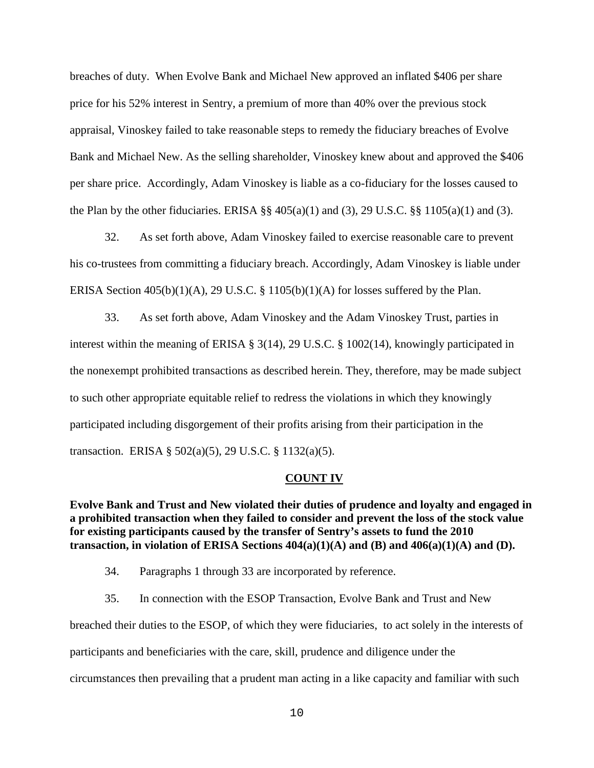breaches of duty. When Evolve Bank and Michael New approved an inflated $406 per share price for his 52% interest in Sentry, a premium of more than 40% over the previous stock appraisal, Vinoskey failed to take reasonable steps to remedy the fiduciary breaches of Evolve Bank and Michael New. As the selling shareholder, Vinoskey knew about and approved the $406 per share price. Accordingly, Adam Vinoskey is liable as a co-fiduciary for the losses caused to the Plan by the other fiduciaries. ERISA §§ 405(a)(1) and (3), 29 U.S.C. §§ 1105(a)(1) and (3).

32. As set forth above, Adam Vinoskey failed to exercise reasonable care to prevent his co-trustees from committing a fiduciary breach. Accordingly, Adam Vinoskey is liable under ERISA Section 405(b)(1)(A), 29 U.S.C. § 1105(b)(1)(A) for losses suffered by the Plan.

33. As set forth above, Adam Vinoskey and the Adam Vinoskey Trust, parties in interest within the meaning of ERISA § 3(14), 29 U.S.C. § 1002(14), knowingly participated in the nonexempt prohibited transactions as described herein. They, therefore, may be made subject to such other appropriate equitable relief to redress the violations in which they knowingly participated including disgorgement of their profits arising from their participation in the transaction. ERISA § 502(a)(5), 29 U.S.C. § 1132(a)(5).

## COUNT IV

**Evolve Bank and Trust and New violated their duties of prudence and loyalty and engaged in a prohibited transaction when they failed to consider and prevent the loss of the stock value for existing participants caused by the transfer of Sentry's assets to fund the 2010 transaction, in violation of ERISA Sections 404(a)(1)(A) and (B) and 406(a)(1)(A) and (D).**

34. Paragraphs 1 through 33 are incorporated by reference.

35. In connection with the ESOP Transaction, Evolve Bank and Trust and New breached their duties to the ESOP, of which they were fiduciaries, to act solely in the interests of participants and beneficiaries with the care, skill, prudence and diligence under the circumstances then prevailing that a prudent man acting in a like capacity and familiar with such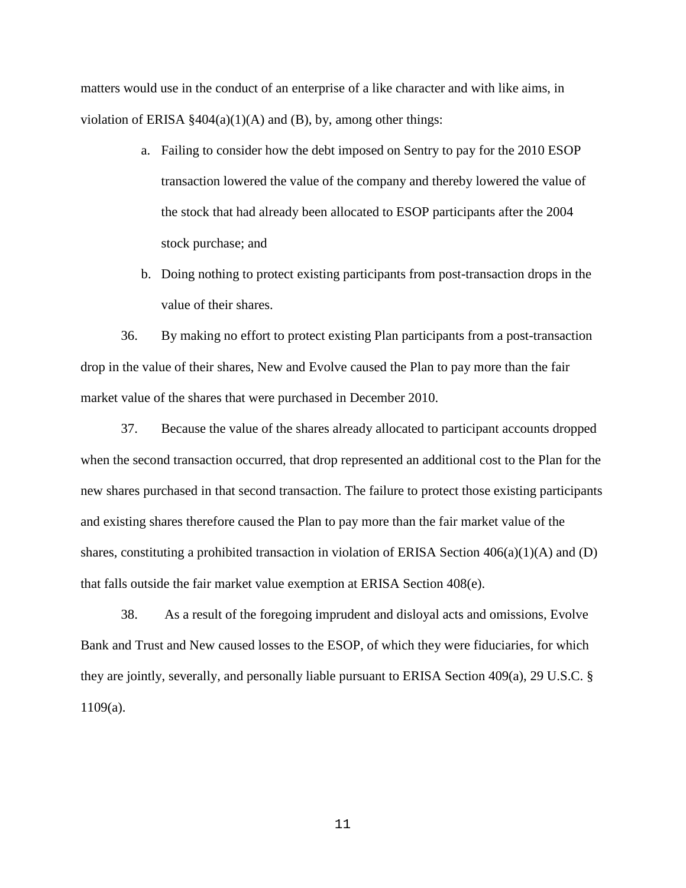matters would use in the conduct of an enterprise of a like character and with like aims, in violation of ERISA §404(a)(1)(A) and (B), by, among other things:

a. Failing to consider how the debt imposed on Sentry to pay for the 2010 ESOP transaction lowered the value of the company and thereby lowered the value of the stock that had already been allocated to ESOP participants after the 2004 stock purchase; and

b. Doing nothing to protect existing participants from post-transaction drops in the value of their shares.

36. By making no effort to protect existing Plan participants from a post-transaction drop in the value of their shares, New and Evolve caused the Plan to pay more than the fair market value of the shares that were purchased in December 2010.

37. Because the value of the shares already allocated to participant accounts dropped when the second transaction occurred, that drop represented an additional cost to the Plan for the new shares purchased in that second transaction. The failure to protect those existing participants and existing shares therefore caused the Plan to pay more than the fair market value of the shares, constituting a prohibited transaction in violation of ERISA Section 406(a)(1)(A) and (D) that falls outside the fair market value exemption at ERISA Section 408(e).

38. As a result of the foregoing imprudent and disloyal acts and omissions, Evolve Bank and Trust and New caused losses to the ESOP, of which they were fiduciaries, for which they are jointly, severally, and personally liable pursuant to ERISA Section 409(a), 29 U.S.C. § 1109(a).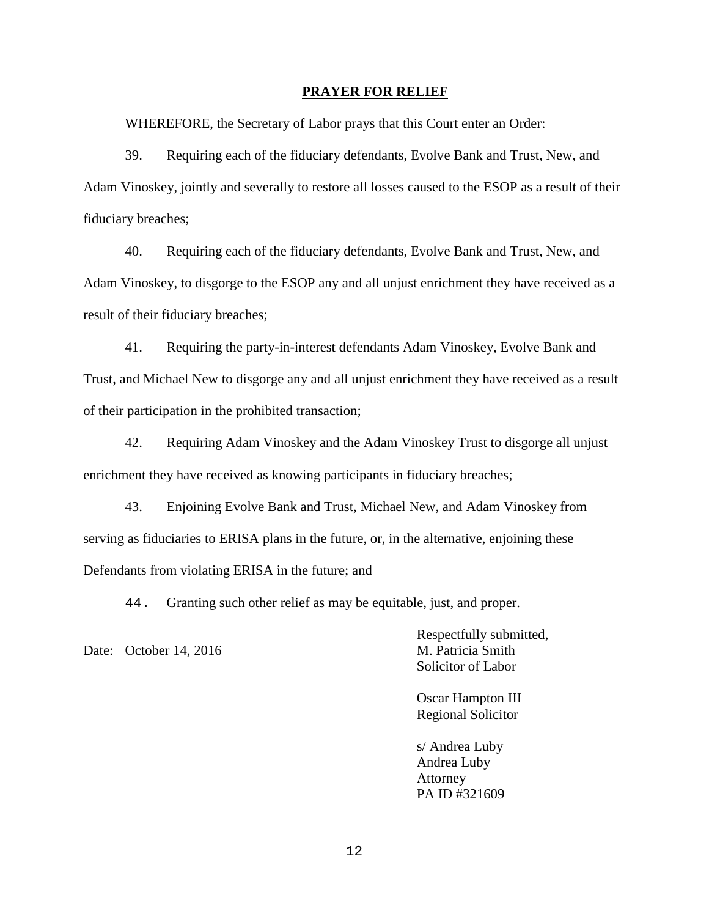## PRAYER FOR RELIEF

WHEREFORE, the Secretary of Labor prays that this Court enter an Order:

39. Requiring each of the fiduciary defendants, Evolve Bank and Trust, New, and Adam Vinoskey, jointly and severally to restore all losses caused to the ESOP as a result of their fiduciary breaches;

40. Requiring each of the fiduciary defendants, Evolve Bank and Trust, New, and Adam Vinoskey, to disgorge to the ESOP any and all unjust enrichment they have received as a result of their fiduciary breaches;

41. Requiring the party-in-interest defendants Adam Vinoskey, Evolve Bank and Trust, and Michael New to disgorge any and all unjust enrichment they have received as a result of their participation in the prohibited transaction;

42. Requiring Adam Vinoskey and the Adam Vinoskey Trust to disgorge all unjust enrichment they have received as knowing participants in fiduciary breaches;

43. Enjoining Evolve Bank and Trust, Michael New, and Adam Vinoskey from serving as fiduciaries to ERISA plans in the future, or, in the alternative, enjoining these Defendants from violating ERISA in the future; and

44. Granting such other relief as may be equitable, just, and proper.

Date: October 14, 2016

Respectfully submitted,
M. Patricia Smith
Solicitor of Labor

Oscar Hampton III
Regional Solicitor

s/ Andrea Luby
Andrea Luby
Attorney
PA ID #321609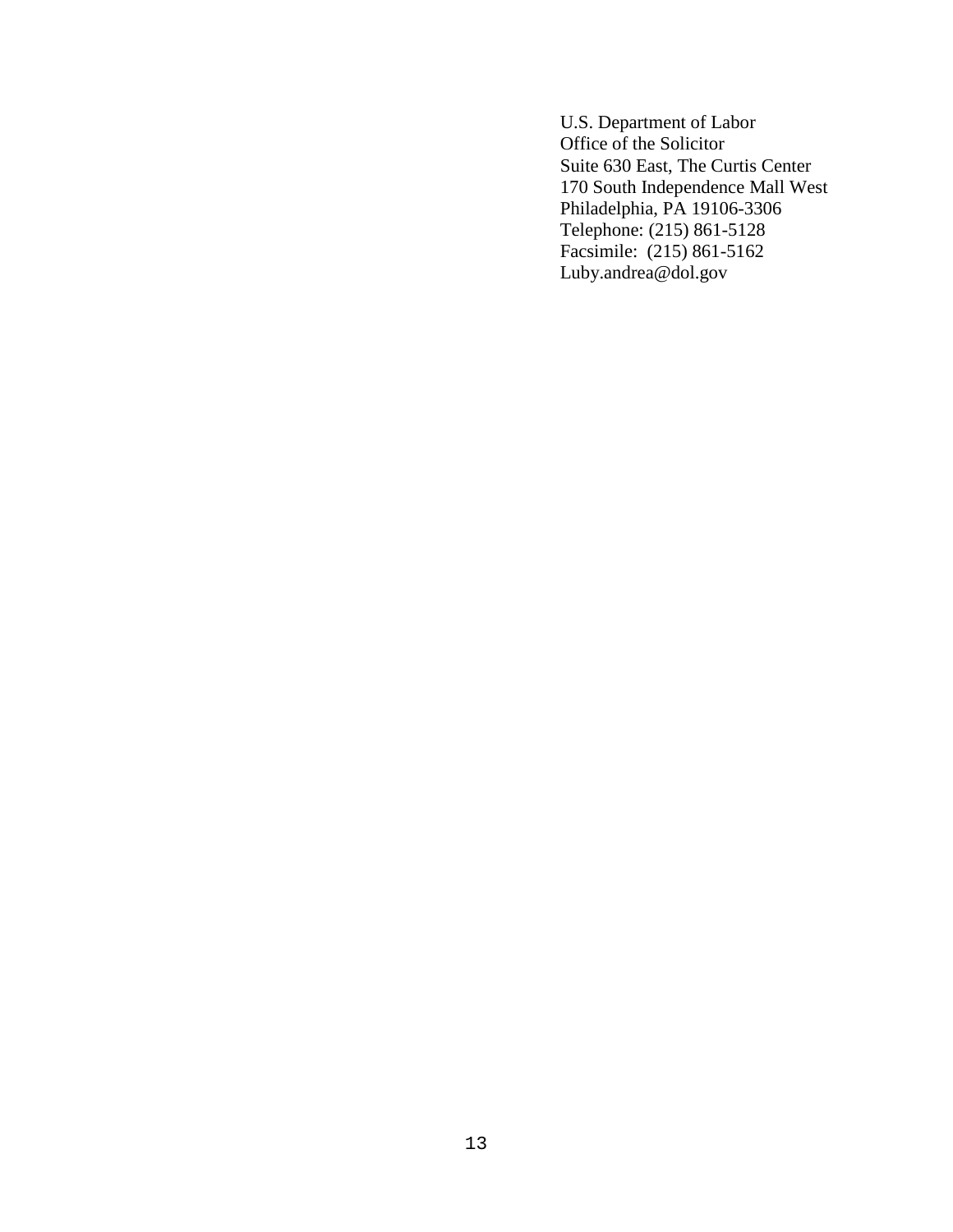U.S. Department of Labor
Office of the Solicitor
Suite 630 East, The Curtis Center
170 South Independence Mall West
Philadelphia, PA 19106-3306
Telephone: (215) 861-5128
Facsimile: (215) 861-5162
Luby.andrea@dol.gov